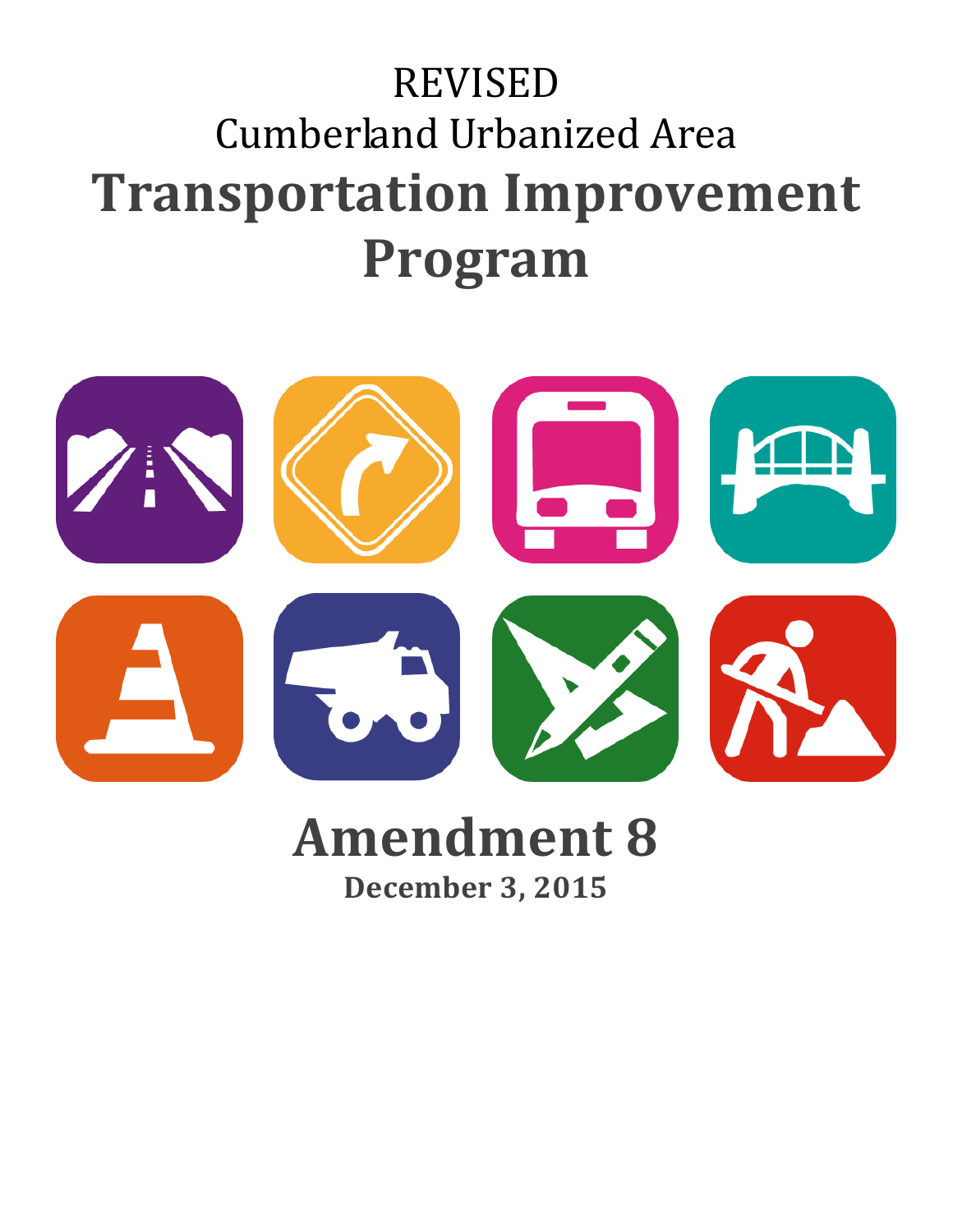REVISED

Cumberland Urbanized Area

# Transportation Improvement Program

## Amendment 8

**December 3, 2015**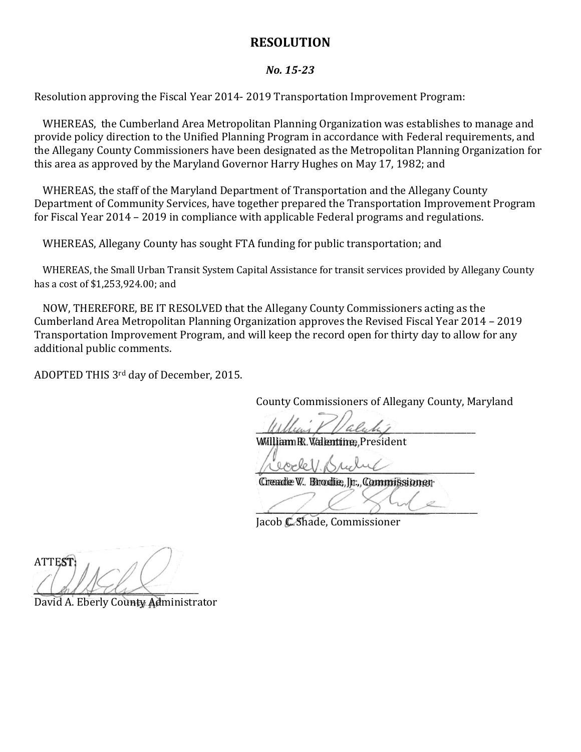# RESOLUTION

***No. 15-23***

Resolution approving the Fiscal Year 2014- 2019 Transportation Improvement Program:

WHEREAS, the Cumberland Area Metropolitan Planning Organization was establishes to manage and provide policy direction to the Unified Planning Program in accordance with Federal requirements, and the Allegany County Commissioners have been designated as the Metropolitan Planning Organization for this area as approved by the Maryland Governor Harry Hughes on May 17, 1982; and

WHEREAS, the staff of the Maryland Department of Transportation and the Allegany County Department of Community Services, have together prepared the Transportation Improvement Program for Fiscal Year 2014 – 2019 in compliance with applicable Federal programs and regulations.

WHEREAS, Allegany County has sought FTA funding for public transportation; and

WHEREAS, the Small Urban Transit System Capital Assistance for transit services provided by Allegany County has a cost of $1,253,924.00; and

NOW, THEREFORE, BE IT RESOLVED that the Allegany County Commissioners acting as the Cumberland Area Metropolitan Planning Organization approves the Revised Fiscal Year 2014 – 2019 Transportation Improvement Program, and will keep the record open for thirty day to allow for any additional public comments.

ADOPTED THIS 3rd day of December, 2015.

County Commissioners of Allegany County, Maryland

\_\_\_\_\_\_\_\_\_\_\_\_\_\_\_\_\_\_\_\_\_\_\_\_\_\_\_\_\_\_\_\_
William R. Valentine, President

\_\_\_\_\_\_\_\_\_\_\_\_\_\_\_\_\_\_\_\_\_\_\_\_\_\_\_\_\_\_\_\_
Creade V. Brodie, Jr., Commissioner

\_\_\_\_\_\_\_\_\_\_\_\_\_\_\_\_\_\_\_\_\_\_\_\_\_\_\_\_\_\_\_\_
Jacob C. Shade, Commissioner

ATTEST:

\_\_\_\_\_\_\_\_\_\_\_\_\_\_\_\_\_\_\_\_\_\_\_\_\_\_\_\_\_\_\_\_
David A. Eberly County Administrator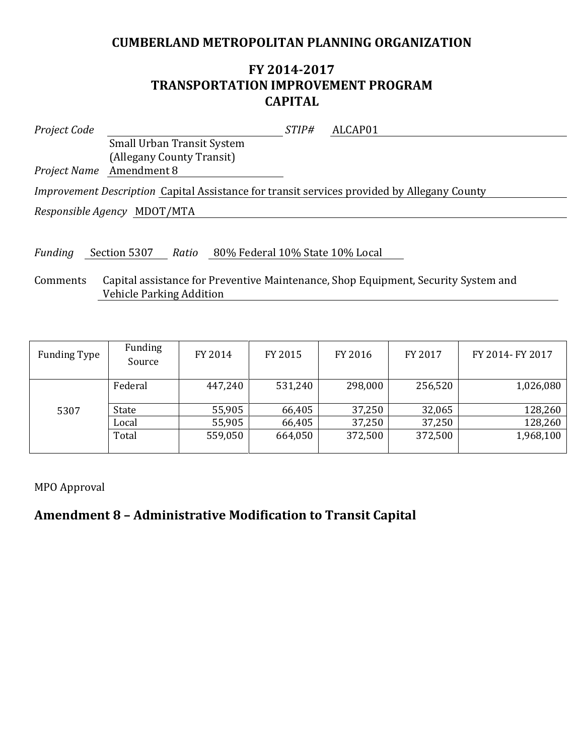# CUMBERLAND METROPOLITAN PLANNING ORGANIZATION

## FY 2014-2017
## TRANSPORTATION IMPROVEMENT PROGRAM
## CAPITAL

*Project Code* ______________ *STIP#* ALCAP01

*Project Name* Small Urban Transit System (Allegany County Transit) Amendment 8

*Improvement Description* Capital Assistance for transit services provided by Allegany County

*Responsible Agency* MDOT/MTA

*Funding* Section 5307 *Ratio* 80% Federal 10% State 10% Local

Comments Capital assistance for Preventive Maintenance, Shop Equipment, Security System and Vehicle Parking Addition

| Funding Type | Funding Source | FY 2014 | FY 2015 | FY 2016 | FY 2017 | FY 2014- FY 2017 |
|---|---|---|---|---|---|---|
| 5307 | Federal | 447,240 | 531,240 | 298,000 | 256,520 | 1,026,080 |
| | State | 55,905 | 66,405 | 37,250 | 32,065 | 128,260 |
| | Local | 55,905 | 66,405 | 37,250 | 37,250 | 128,260 |
| | Total | 559,050 | 664,050 | 372,500 | 372,500 | 1,968,100 |

MPO Approval

## Amendment 8 – Administrative Modification to Transit Capital